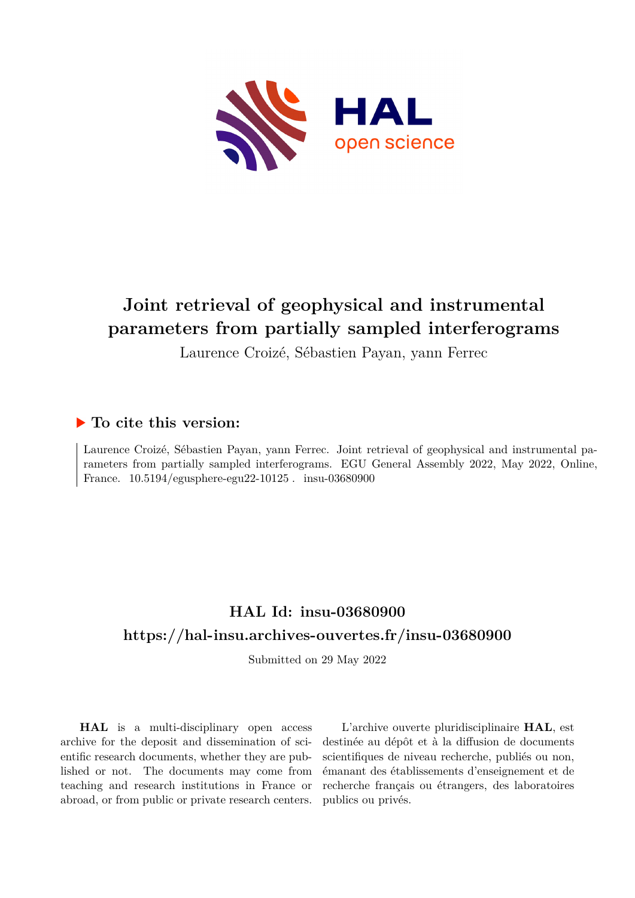# Joint retrieval of geophysical and instrumental parameters from partially sampled interferograms

Laurence Croizé, Sébastien Payan, yann Ferrec

## ▶ To cite this version:

Laurence Croizé, Sébastien Payan, yann Ferrec. Joint retrieval of geophysical and instrumental parameters from partially sampled interferograms. EGU General Assembly 2022, May 2022, Online, France. 10.5194/egusphere-egu22-10125 . insu-03680900

## HAL Id: insu-03680900

## https://hal-insu.archives-ouvertes.fr/insu-03680900

Submitted on 29 May 2022

**HAL** is a multi-disciplinary open access archive for the deposit and dissemination of scientific research documents, whether they are published or not. The documents may come from teaching and research institutions in France or abroad, or from public or private research centers.

L'archive ouverte pluridisciplinaire **HAL**, est destinée au dépôt et à la diffusion de documents scientifiques de niveau recherche, publiés ou non, émanant des établissements d'enseignement et de recherche français ou étrangers, des laboratoires publics ou privés.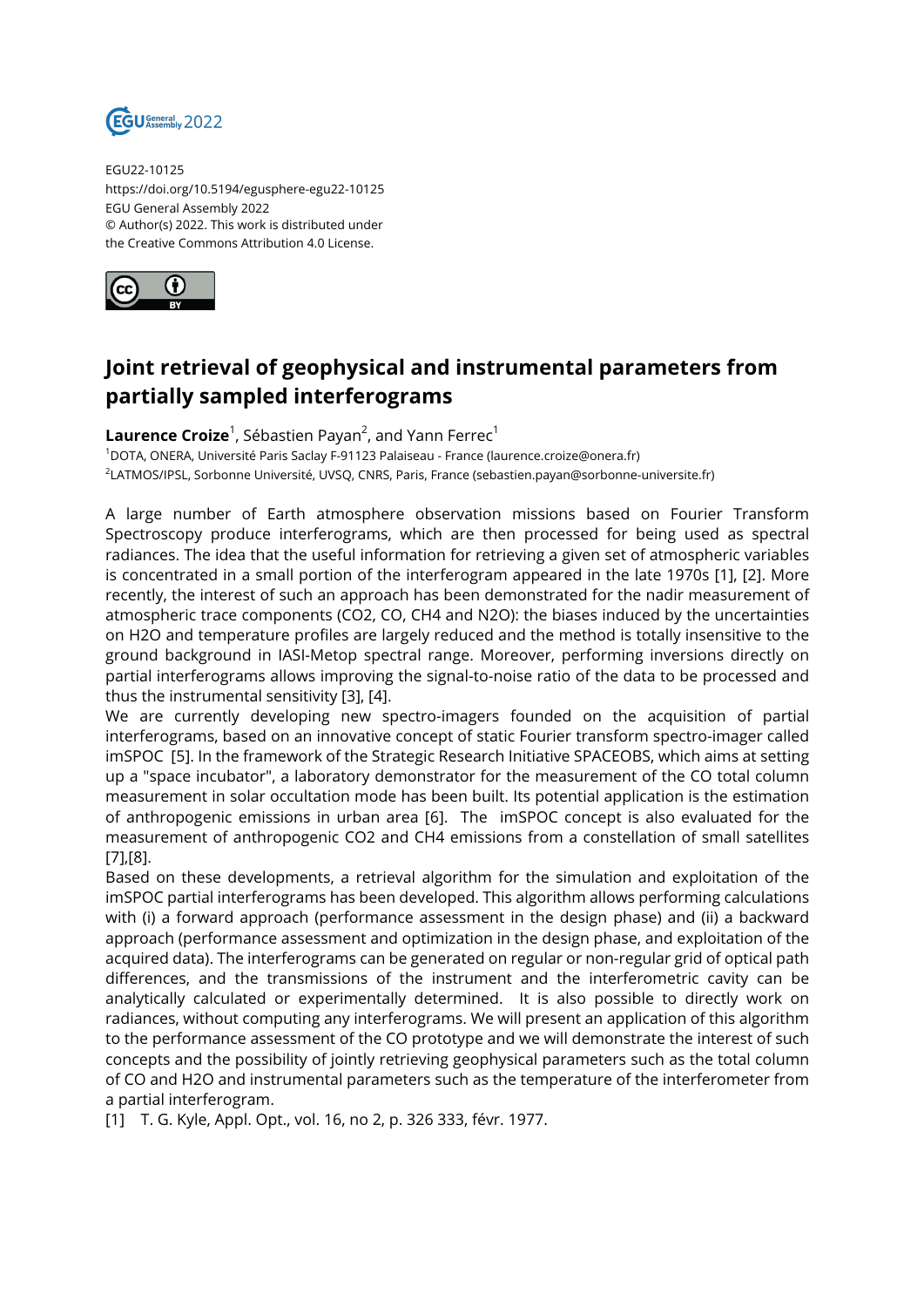EGU22-10125
https://doi.org/10.5194/egusphere-egu22-10125
EGU General Assembly 2022
© Author(s) 2022. This work is distributed under the Creative Commons Attribution 4.0 License.

# Joint retrieval of geophysical and instrumental parameters from partially sampled interferograms

**Laurence Croize**[1], Sébastien Payan[2], and Yann Ferrec[1]

[1]DOTA, ONERA, Université Paris Saclay F-91123 Palaiseau - France (laurence.croize@onera.fr)
[2]LATMOS/IPSL, Sorbonne Université, UVSQ, CNRS, Paris, France (sebastien.payan@sorbonne-universite.fr)

A large number of Earth atmosphere observation missions based on Fourier Transform Spectroscopy produce interferograms, which are then processed for being used as spectral radiances. The idea that the useful information for retrieving a given set of atmospheric variables is concentrated in a small portion of the interferogram appeared in the late 1970s [1], [2]. More recently, the interest of such an approach has been demonstrated for the nadir measurement of atmospheric trace components ($CO_2$, CO, $CH_4$ and $N_2O$): the biases induced by the uncertainties on $H_2O$ and temperature profiles are largely reduced and the method is totally insensitive to the ground background in IASI-Metop spectral range. Moreover, performing inversions directly on partial interferograms allows improving the signal-to-noise ratio of the data to be processed and thus the instrumental sensitivity [3], [4].

We are currently developing new spectro-imagers founded on the acquisition of partial interferograms, based on an innovative concept of static Fourier transform spectro-imager called imSPOC [5]. In the framework of the Strategic Research Initiative SPACEOBS, which aims at setting up a "space incubator", a laboratory demonstrator for the measurement of the CO total column measurement in solar occultation mode has been built. Its potential application is the estimation of anthropogenic emissions in urban area [6]. The imSPOC concept is also evaluated for the measurement of anthropogenic $CO_2$ and $CH_4$ emissions from a constellation of small satellites [7],[8].

Based on these developments, a retrieval algorithm for the simulation and exploitation of the imSPOC partial interferograms has been developed. This algorithm allows performing calculations with (i) a forward approach (performance assessment in the design phase) and (ii) a backward approach (performance assessment and optimization in the design phase, and exploitation of the acquired data). The interferograms can be generated on regular or non-regular grid of optical path differences, and the transmissions of the instrument and the interferometric cavity can be analytically calculated or experimentally determined. It is also possible to directly work on radiances, without computing any interferograms. We will present an application of this algorithm to the performance assessment of the CO prototype and we will demonstrate the interest of such concepts and the possibility of jointly retrieving geophysical parameters such as the total column of CO and $H_2O$ and instrumental parameters such as the temperature of the interferometer from a partial interferogram.

[1] T. G. Kyle, Appl. Opt., vol. 16, no 2, p. 326 333, févr. 1977.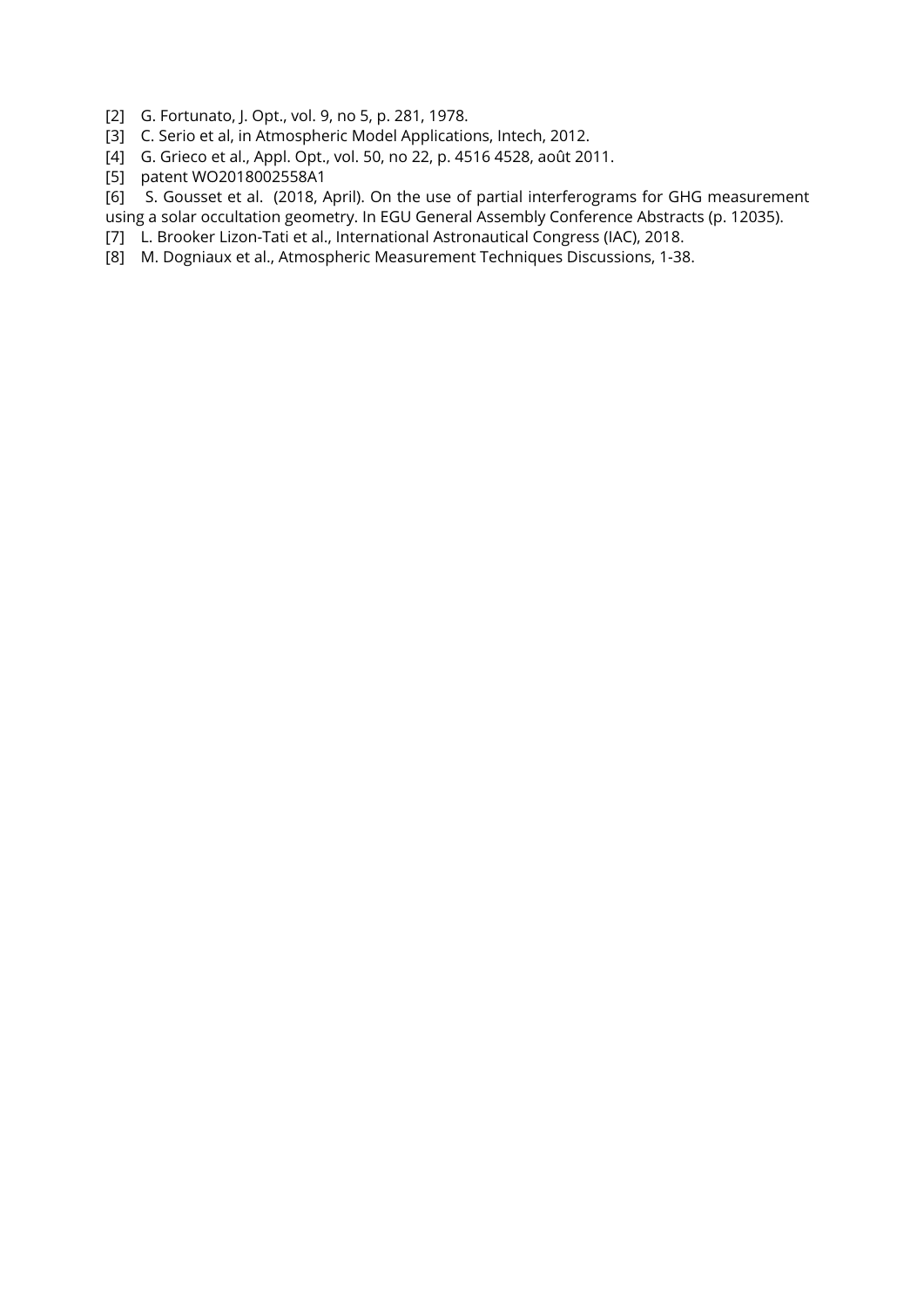[2] G. Fortunato, J. Opt., vol. 9, no 5, p. 281, 1978.

[3] C. Serio et al, in Atmospheric Model Applications, Intech, 2012.

[4] G. Grieco et al., Appl. Opt., vol. 50, no 22, p. 4516 4528, août 2011.

[5] patent WO2018002558A1

[6] S. Gousset et al. (2018, April). On the use of partial interferograms for GHG measurement using a solar occultation geometry. In EGU General Assembly Conference Abstracts (p. 12035).

[7] L. Brooker Lizon-Tati et al., International Astronautical Congress (IAC), 2018.

[8] M. Dogniaux et al., Atmospheric Measurement Techniques Discussions, 1-38.